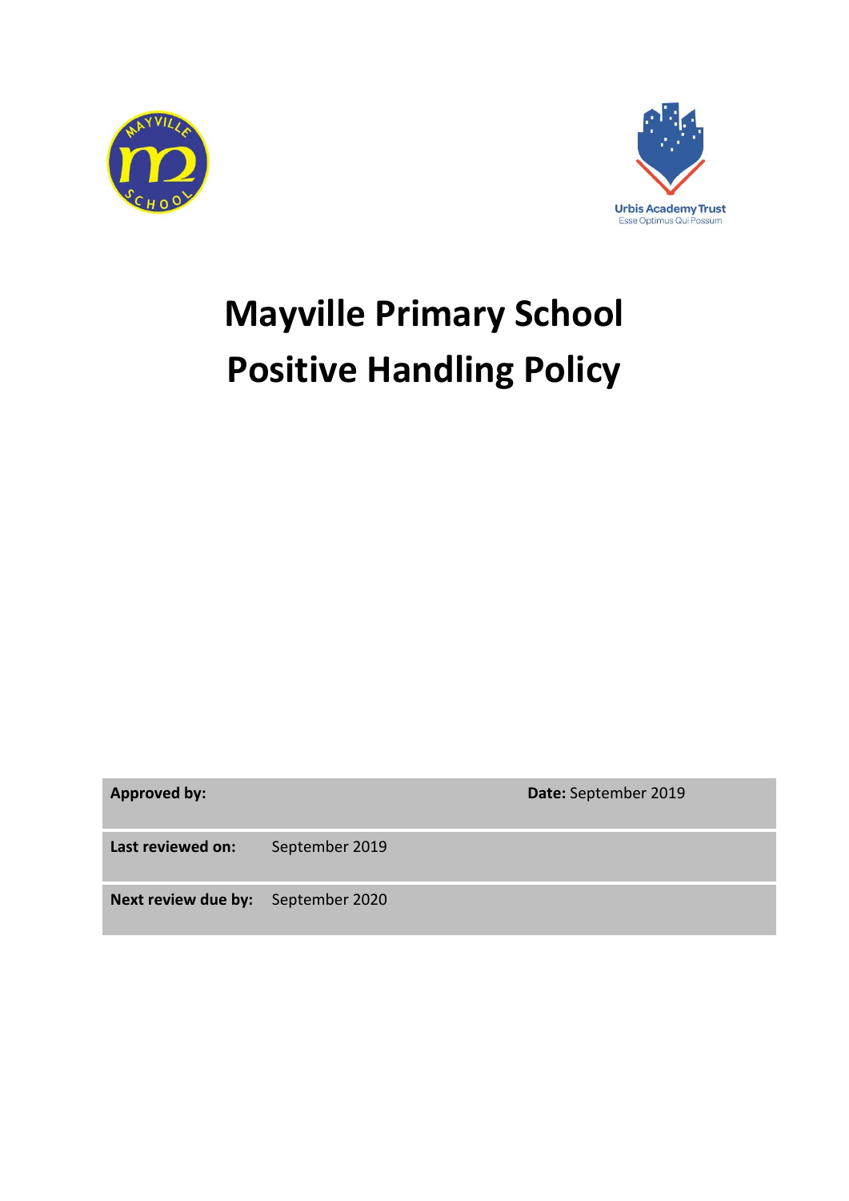# Mayville Primary School
# Positive Handling Policy

| **Approved by:** | | **Date:** September 2019 |
|---|---|---|
| **Last reviewed on:** | September 2019 | |
| **Next review due by:** | September 2020 | |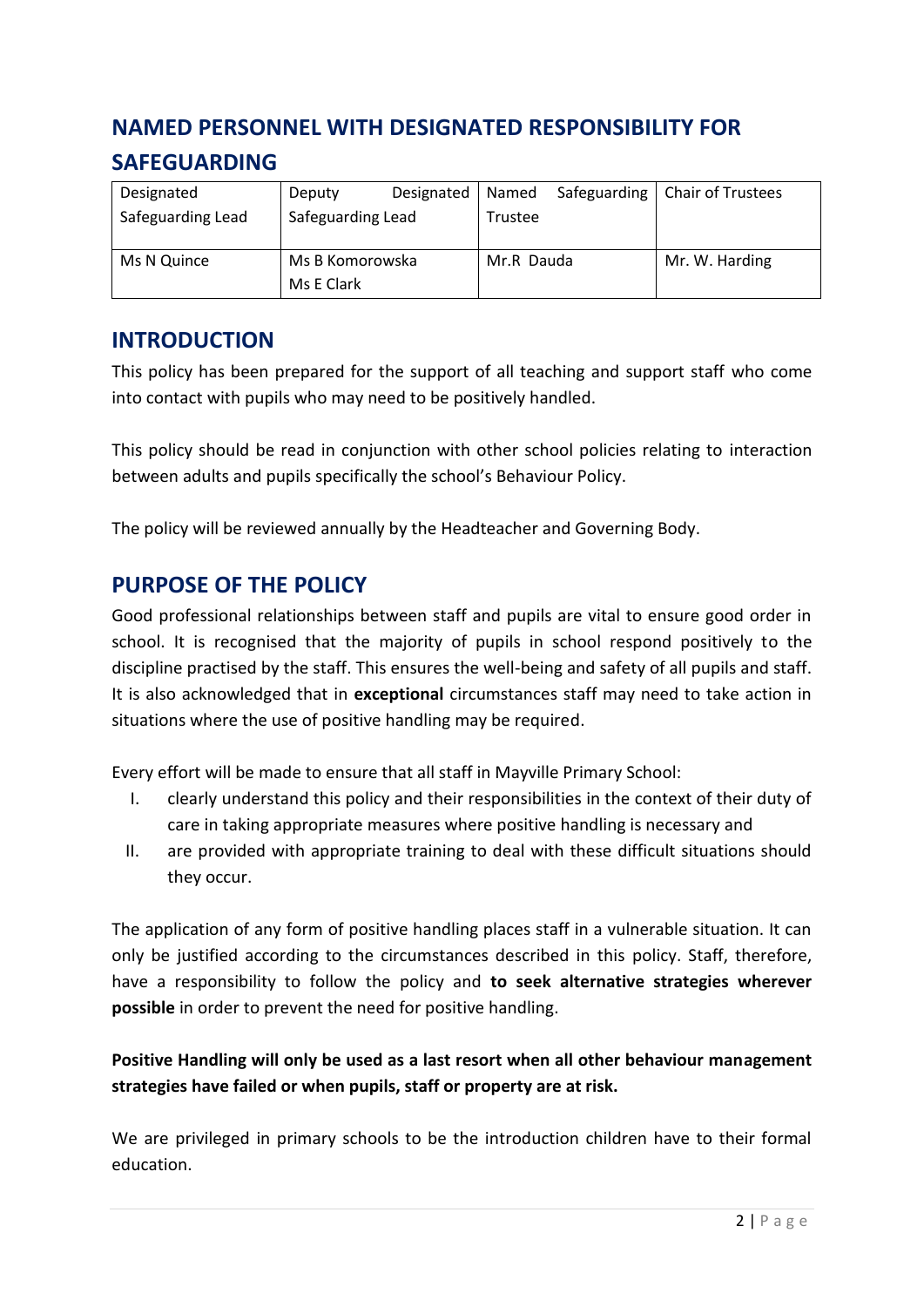## NAMED PERSONNEL WITH DESIGNATED RESPONSIBILITY FOR SAFEGUARDING

| Designated Safeguarding Lead | Deputy Designated Safeguarding Lead | Named Safeguarding Trustee | Chair of Trustees |
|---|---|---|---|
| Ms N Quince | Ms B Komorowska<br>Ms E Clark | Mr.R Dauda | Mr. W. Harding |

## INTRODUCTION

This policy has been prepared for the support of all teaching and support staff who come into contact with pupils who may need to be positively handled.

This policy should be read in conjunction with other school policies relating to interaction between adults and pupils specifically the school's Behaviour Policy.

The policy will be reviewed annually by the Headteacher and Governing Body.

## PURPOSE OF THE POLICY

Good professional relationships between staff and pupils are vital to ensure good order in school. It is recognised that the majority of pupils in school respond positively to the discipline practised by the staff. This ensures the well-being and safety of all pupils and staff. It is also acknowledged that in **exceptional** circumstances staff may need to take action in situations where the use of positive handling may be required.

Every effort will be made to ensure that all staff in Mayville Primary School:

I. clearly understand this policy and their responsibilities in the context of their duty of care in taking appropriate measures where positive handling is necessary and
II. are provided with appropriate training to deal with these difficult situations should they occur.

The application of any form of positive handling places staff in a vulnerable situation. It can only be justified according to the circumstances described in this policy. Staff, therefore, have a responsibility to follow the policy and **to seek alternative strategies wherever possible** in order to prevent the need for positive handling.

**Positive Handling will only be used as a last resort when all other behaviour management strategies have failed or when pupils, staff or property are at risk.**

We are privileged in primary schools to be the introduction children have to their formal education.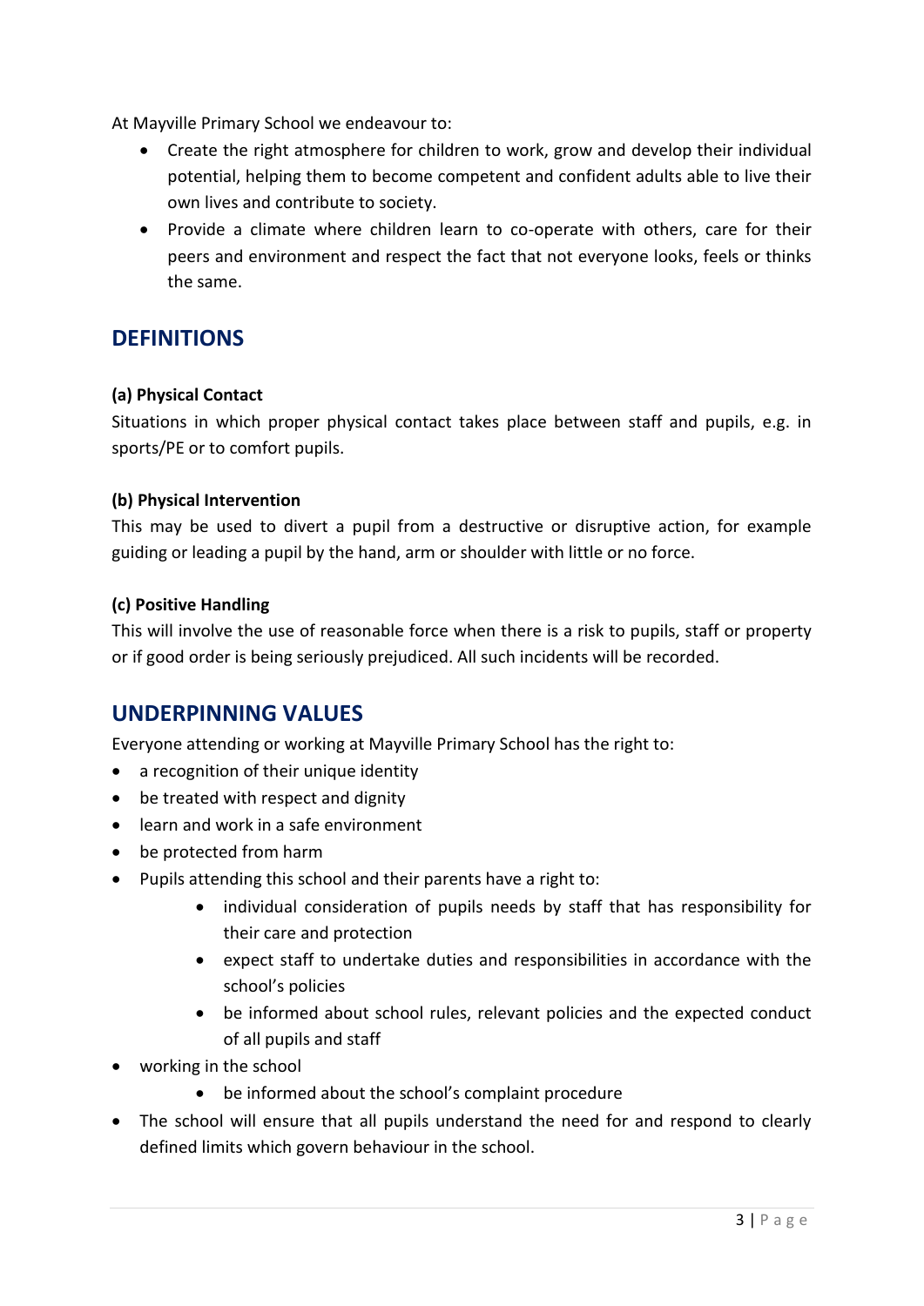At Mayville Primary School we endeavour to:

- Create the right atmosphere for children to work, grow and develop their individual potential, helping them to become competent and confident adults able to live their own lives and contribute to society.
- Provide a climate where children learn to co-operate with others, care for their peers and environment and respect the fact that not everyone looks, feels or thinks the same.

## DEFINITIONS

**(a) Physical Contact**

Situations in which proper physical contact takes place between staff and pupils, e.g. in sports/PE or to comfort pupils.

**(b) Physical Intervention**

This may be used to divert a pupil from a destructive or disruptive action, for example guiding or leading a pupil by the hand, arm or shoulder with little or no force.

**(c) Positive Handling**

This will involve the use of reasonable force when there is a risk to pupils, staff or property or if good order is being seriously prejudiced. All such incidents will be recorded.

## UNDERPINNING VALUES

Everyone attending or working at Mayville Primary School has the right to:

- a recognition of their unique identity
- be treated with respect and dignity
- learn and work in a safe environment
- be protected from harm
- Pupils attending this school and their parents have a right to:
    - individual consideration of pupils needs by staff that has responsibility for their care and protection
    - expect staff to undertake duties and responsibilities in accordance with the school's policies
    - be informed about school rules, relevant policies and the expected conduct of all pupils and staff
- working in the school
    - be informed about the school's complaint procedure
- The school will ensure that all pupils understand the need for and respond to clearly defined limits which govern behaviour in the school.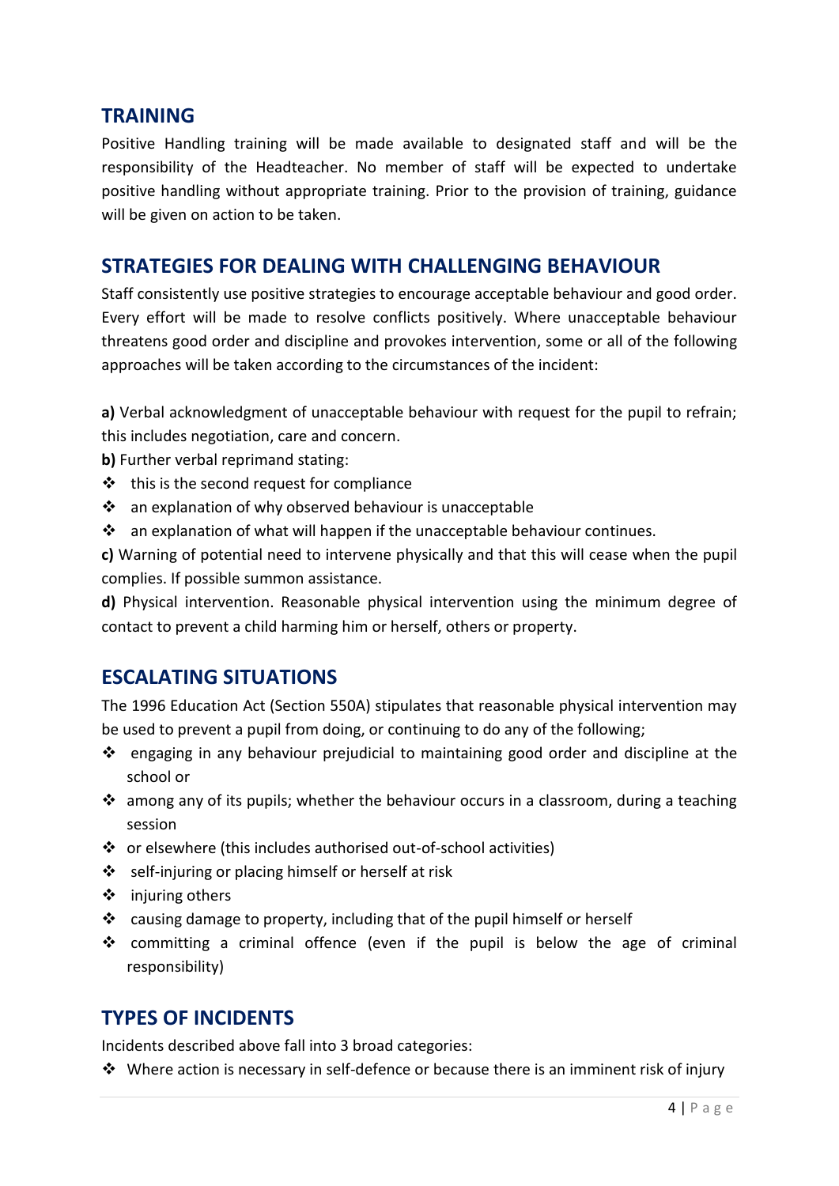## TRAINING

Positive Handling training will be made available to designated staff and will be the responsibility of the Headteacher. No member of staff will be expected to undertake positive handling without appropriate training. Prior to the provision of training, guidance will be given on action to be taken.

## STRATEGIES FOR DEALING WITH CHALLENGING BEHAVIOUR

Staff consistently use positive strategies to encourage acceptable behaviour and good order. Every effort will be made to resolve conflicts positively. Where unacceptable behaviour threatens good order and discipline and provokes intervention, some or all of the following approaches will be taken according to the circumstances of the incident:

**a)** Verbal acknowledgment of unacceptable behaviour with request for the pupil to refrain; this includes negotiation, care and concern.

**b)** Further verbal reprimand stating:

- this is the second request for compliance
- an explanation of why observed behaviour is unacceptable
- an explanation of what will happen if the unacceptable behaviour continues.

**c)** Warning of potential need to intervene physically and that this will cease when the pupil complies. If possible summon assistance.

**d)** Physical intervention. Reasonable physical intervention using the minimum degree of contact to prevent a child harming him or herself, others or property.

## ESCALATING SITUATIONS

The 1996 Education Act (Section 550A) stipulates that reasonable physical intervention may be used to prevent a pupil from doing, or continuing to do any of the following;

- engaging in any behaviour prejudicial to maintaining good order and discipline at the school or
- among any of its pupils; whether the behaviour occurs in a classroom, during a teaching session
- or elsewhere (this includes authorised out-of-school activities)
- self-injuring or placing himself or herself at risk
- injuring others
- causing damage to property, including that of the pupil himself or herself
- committing a criminal offence (even if the pupil is below the age of criminal responsibility)

## TYPES OF INCIDENTS

Incidents described above fall into 3 broad categories:

- Where action is necessary in self-defence or because there is an imminent risk of injury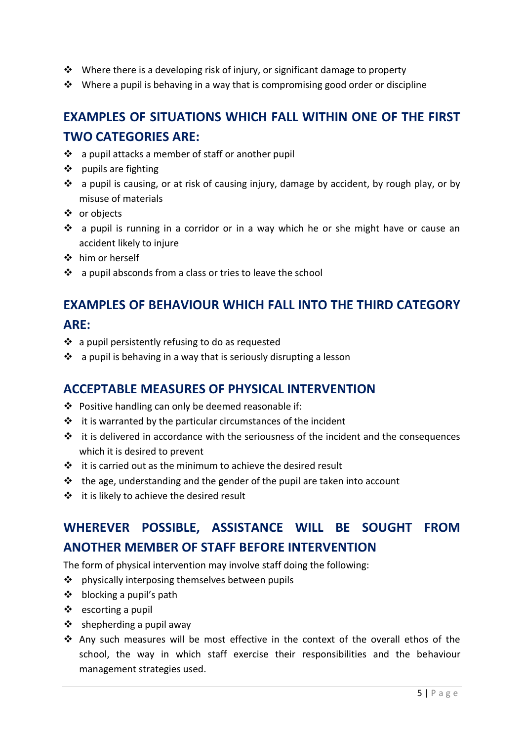- Where there is a developing risk of injury, or significant damage to property
- Where a pupil is behaving in a way that is compromising good order or discipline

## EXAMPLES OF SITUATIONS WHICH FALL WITHIN ONE OF THE FIRST TWO CATEGORIES ARE:

- a pupil attacks a member of staff or another pupil
- pupils are fighting
- a pupil is causing, or at risk of causing injury, damage by accident, by rough play, or by misuse of materials
- or objects
- a pupil is running in a corridor or in a way which he or she might have or cause an accident likely to injure
- him or herself
- a pupil absconds from a class or tries to leave the school

## EXAMPLES OF BEHAVIOUR WHICH FALL INTO THE THIRD CATEGORY ARE:

- a pupil persistently refusing to do as requested
- a pupil is behaving in a way that is seriously disrupting a lesson

## ACCEPTABLE MEASURES OF PHYSICAL INTERVENTION

- Positive handling can only be deemed reasonable if:
- it is warranted by the particular circumstances of the incident
- it is delivered in accordance with the seriousness of the incident and the consequences which it is desired to prevent
- it is carried out as the minimum to achieve the desired result
- the age, understanding and the gender of the pupil are taken into account
- it is likely to achieve the desired result

## WHEREVER POSSIBLE, ASSISTANCE WILL BE SOUGHT FROM ANOTHER MEMBER OF STAFF BEFORE INTERVENTION

The form of physical intervention may involve staff doing the following:

- physically interposing themselves between pupils
- blocking a pupil's path
- escorting a pupil
- shepherding a pupil away
- Any such measures will be most effective in the context of the overall ethos of the school, the way in which staff exercise their responsibilities and the behaviour management strategies used.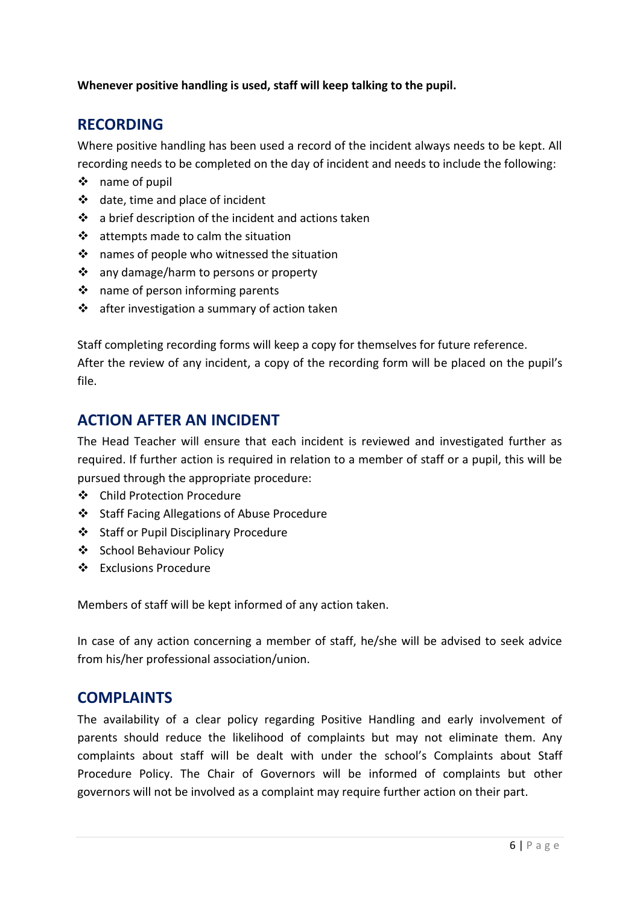**Whenever positive handling is used, staff will keep talking to the pupil.**

## RECORDING

Where positive handling has been used a record of the incident always needs to be kept. All recording needs to be completed on the day of incident and needs to include the following:

- name of pupil
- date, time and place of incident
- a brief description of the incident and actions taken
- attempts made to calm the situation
- names of people who witnessed the situation
- any damage/harm to persons or property
- name of person informing parents
- after investigation a summary of action taken

Staff completing recording forms will keep a copy for themselves for future reference.
After the review of any incident, a copy of the recording form will be placed on the pupil's file.

## ACTION AFTER AN INCIDENT

The Head Teacher will ensure that each incident is reviewed and investigated further as required. If further action is required in relation to a member of staff or a pupil, this will be pursued through the appropriate procedure:

- Child Protection Procedure
- Staff Facing Allegations of Abuse Procedure
- Staff or Pupil Disciplinary Procedure
- School Behaviour Policy
- Exclusions Procedure

Members of staff will be kept informed of any action taken.

In case of any action concerning a member of staff, he/she will be advised to seek advice from his/her professional association/union.

## COMPLAINTS

The availability of a clear policy regarding Positive Handling and early involvement of parents should reduce the likelihood of complaints but may not eliminate them. Any complaints about staff will be dealt with under the school's Complaints about Staff Procedure Policy. The Chair of Governors will be informed of complaints but other governors will not be involved as a complaint may require further action on their part.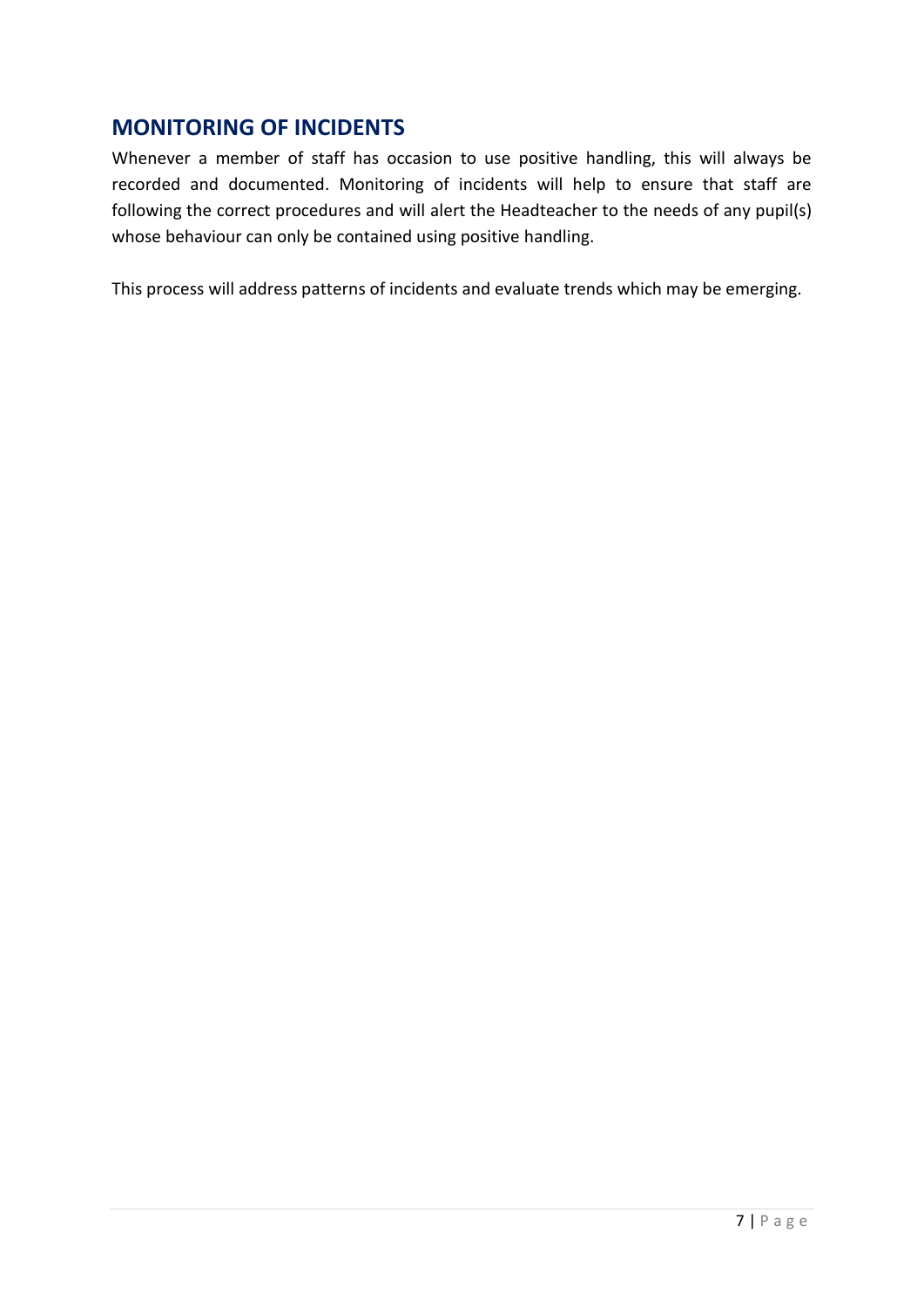## MONITORING OF INCIDENTS

Whenever a member of staff has occasion to use positive handling, this will always be recorded and documented. Monitoring of incidents will help to ensure that staff are following the correct procedures and will alert the Headteacher to the needs of any pupil(s) whose behaviour can only be contained using positive handling.

This process will address patterns of incidents and evaluate trends which may be emerging.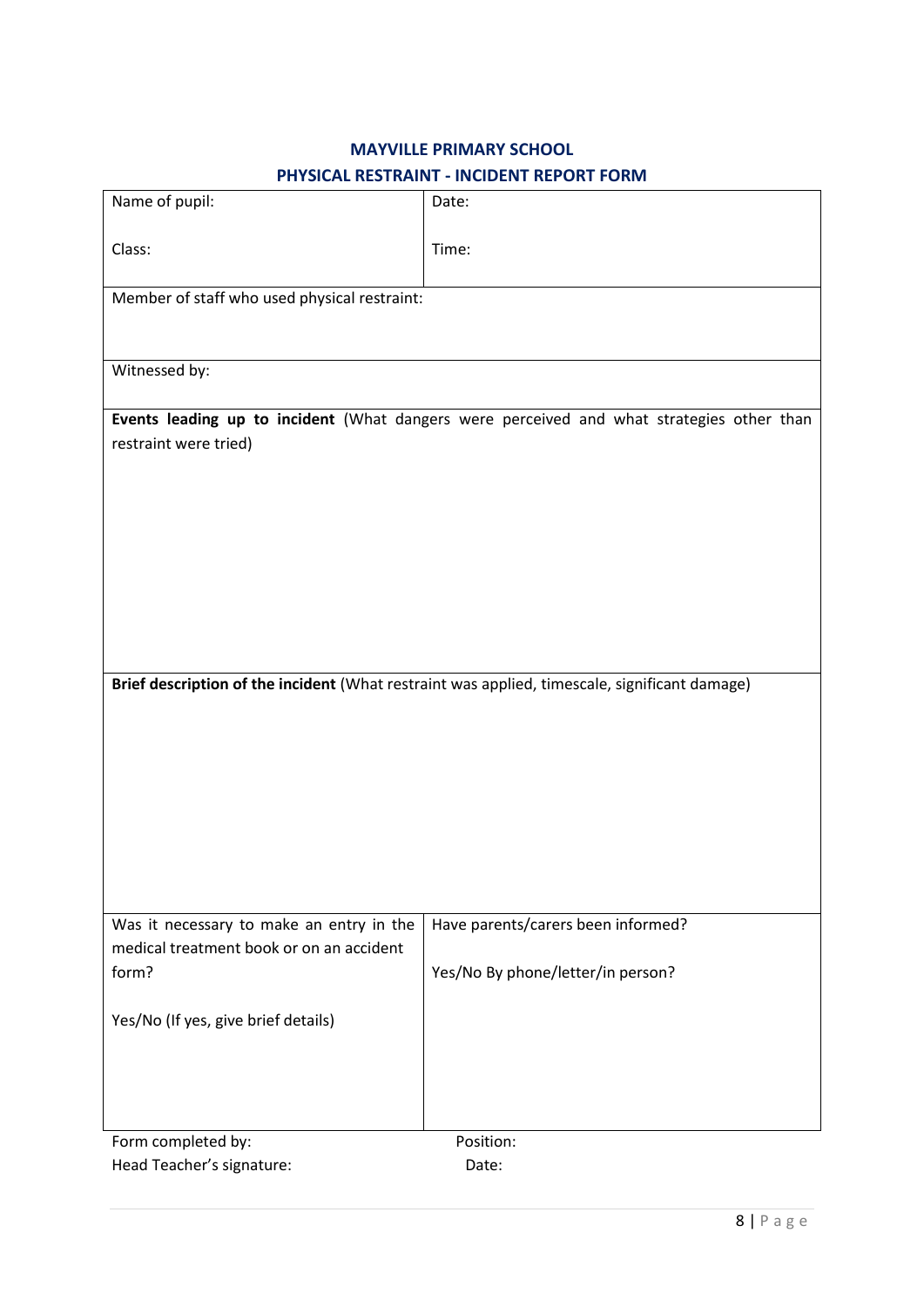# MAYVILLE PRIMARY SCHOOL

## PHYSICAL RESTRAINT - INCIDENT REPORT FORM

| | |
|---|---|
| Name of pupil:<br><br>Class: | Date:<br><br>Time: |
| Member of staff who used physical restraint: | |
| Witnessed by: | |
| **Events leading up to incident** (What dangers were perceived and what strategies other than restraint were tried) | |
| **Brief description of the incident** (What restraint was applied, timescale, significant damage) | |
| Was it necessary to make an entry in the medical treatment book or on an accident form?<br><br>Yes/No (If yes, give brief details) | Have parents/carers been informed?<br><br>Yes/No By phone/letter/in person? |

Form completed by: Position:

Head Teacher's signature: Date: